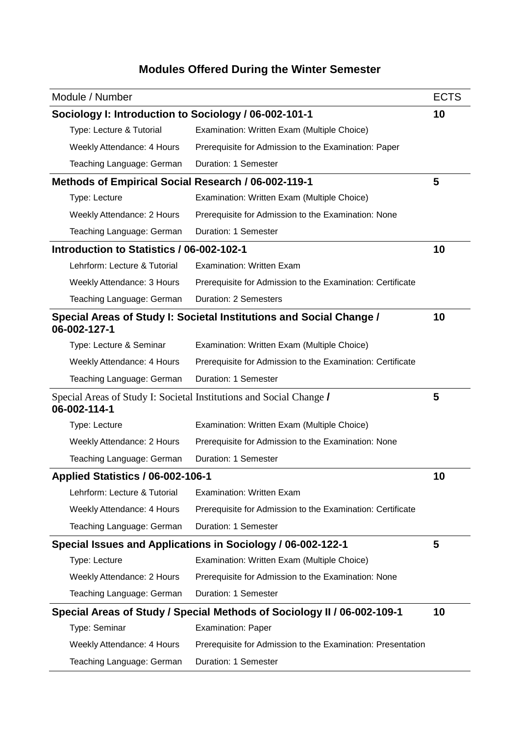# Modules Offered During the Winter Semester

| Module / Number | | ECTS |
|---|---|---|
| **Sociology I: Introduction to Sociology / 06-002-101-1** | | **10** |
| Type: Lecture & Tutorial | Examination: Written Exam (Multiple Choice) | |
| Weekly Attendance: 4 Hours | Prerequisite for Admission to the Examination: Paper | |
| Teaching Language: German | Duration: 1 Semester | |
| **Methods of Empirical Social Research / 06-002-119-1** | | **5** |
| Type: Lecture | Examination: Written Exam (Multiple Choice) | |
| Weekly Attendance: 2 Hours | Prerequisite for Admission to the Examination: None | |
| Teaching Language: German | Duration: 1 Semester | |
| **Introduction to Statistics / 06-002-102-1** | | **10** |
| Lehrform: Lecture & Tutorial | Examination: Written Exam | |
| Weekly Attendance: 3 Hours | Prerequisite for Admission to the Examination: Certificate | |
| Teaching Language: German | Duration: 2 Semesters | |
| **Special Areas of Study I: Societal Institutions and Social Change / 06-002-127-1** | | **10** |
| Type: Lecture & Seminar | Examination: Written Exam (Multiple Choice) | |
| Weekly Attendance: 4 Hours | Prerequisite for Admission to the Examination: Certificate | |
| Teaching Language: German | Duration: 1 Semester | |
| Special Areas of Study I: Societal Institutions and Social Change **/ 06-002-114-1** | | **5** |
| Type: Lecture | Examination: Written Exam (Multiple Choice) | |
| Weekly Attendance: 2 Hours | Prerequisite for Admission to the Examination: None | |
| Teaching Language: German | Duration: 1 Semester | |
| **Applied Statistics / 06-002-106-1** | | **10** |
| Lehrform: Lecture & Tutorial | Examination: Written Exam | |
| Weekly Attendance: 4 Hours | Prerequisite for Admission to the Examination: Certificate | |
| Teaching Language: German | Duration: 1 Semester | |
| **Special Issues and Applications in Sociology / 06-002-122-1** | | **5** |
| Type: Lecture | Examination: Written Exam (Multiple Choice) | |
| Weekly Attendance: 2 Hours | Prerequisite for Admission to the Examination: None | |
| Teaching Language: German | Duration: 1 Semester | |
| **Special Areas of Study / Special Methods of Sociology II / 06-002-109-1** | | **10** |
| Type: Seminar | Examination: Paper | |
| Weekly Attendance: 4 Hours | Prerequisite for Admission to the Examination: Presentation | |
| Teaching Language: German | Duration: 1 Semester | |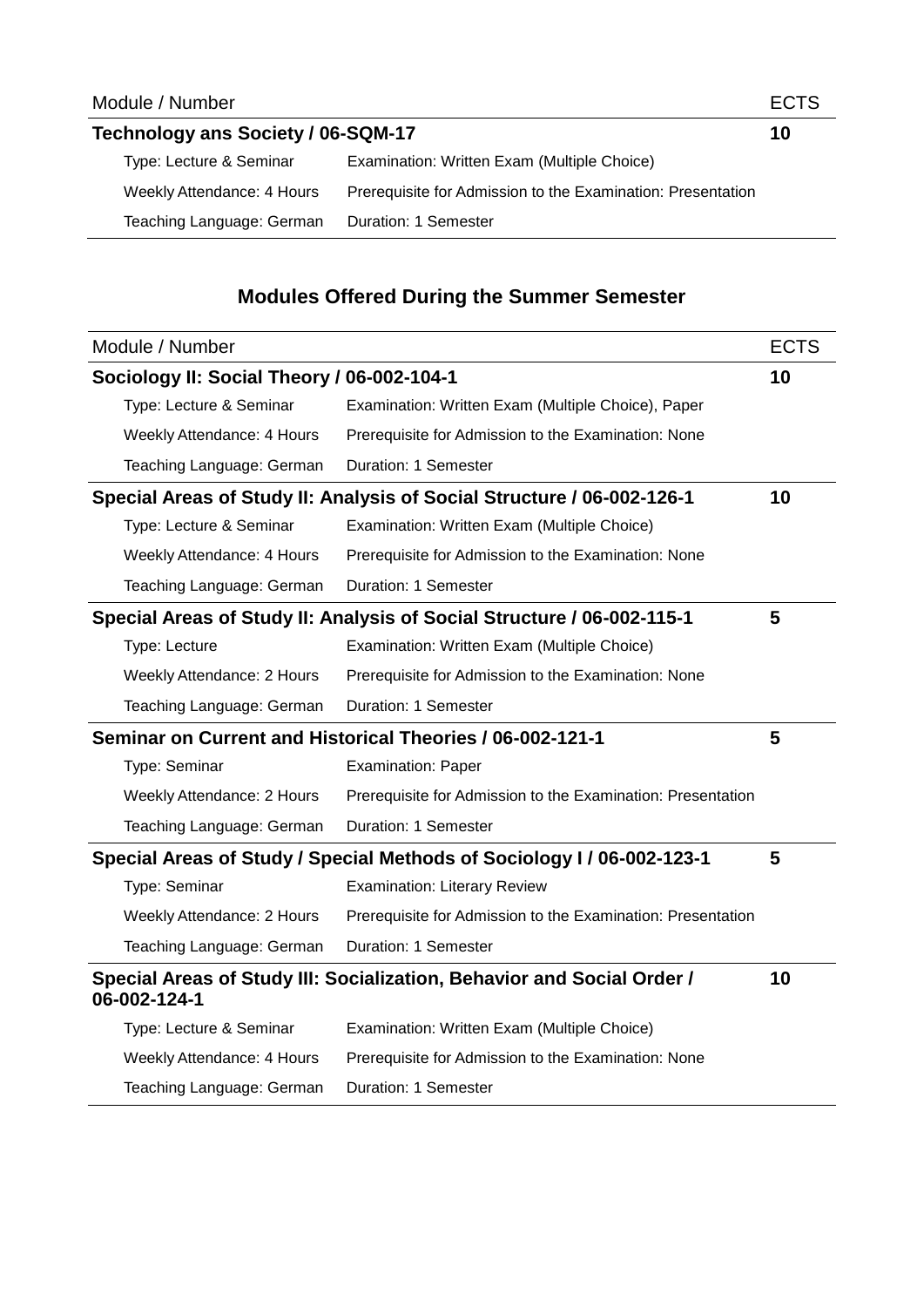| Module / Number | | ECTS |
|---|---|---|
| **Technology ans Society / 06-SQM-17** | | **10** |
| Type: Lecture & Seminar | Examination: Written Exam (Multiple Choice) | |
| Weekly Attendance: 4 Hours | Prerequisite for Admission to the Examination: Presentation | |
| Teaching Language: German | Duration: 1 Semester | |

## Modules Offered During the Summer Semester

| Module / Number | | ECTS |
|---|---|---|
| **Sociology II: Social Theory / 06-002-104-1** | | **10** |
| Type: Lecture & Seminar | Examination: Written Exam (Multiple Choice), Paper | |
| Weekly Attendance: 4 Hours | Prerequisite for Admission to the Examination: None | |
| Teaching Language: German | Duration: 1 Semester | |
| **Special Areas of Study II: Analysis of Social Structure / 06-002-126-1** | | **10** |
| Type: Lecture & Seminar | Examination: Written Exam (Multiple Choice) | |
| Weekly Attendance: 4 Hours | Prerequisite for Admission to the Examination: None | |
| Teaching Language: German | Duration: 1 Semester | |
| **Special Areas of Study II: Analysis of Social Structure / 06-002-115-1** | | **5** |
| Type: Lecture | Examination: Written Exam (Multiple Choice) | |
| Weekly Attendance: 2 Hours | Prerequisite for Admission to the Examination: None | |
| Teaching Language: German | Duration: 1 Semester | |
| **Seminar on Current and Historical Theories / 06-002-121-1** | | **5** |
| Type: Seminar | Examination: Paper | |
| Weekly Attendance: 2 Hours | Prerequisite for Admission to the Examination: Presentation | |
| Teaching Language: German | Duration: 1 Semester | |
| **Special Areas of Study / Special Methods of Sociology I / 06-002-123-1** | | **5** |
| Type: Seminar | Examination: Literary Review | |
| Weekly Attendance: 2 Hours | Prerequisite for Admission to the Examination: Presentation | |
| Teaching Language: German | Duration: 1 Semester | |
| **Special Areas of Study III: Socialization, Behavior and Social Order / 06-002-124-1** | | **10** |
| Type: Lecture & Seminar | Examination: Written Exam (Multiple Choice) | |
| Weekly Attendance: 4 Hours | Prerequisite for Admission to the Examination: None | |
| Teaching Language: German | Duration: 1 Semester | |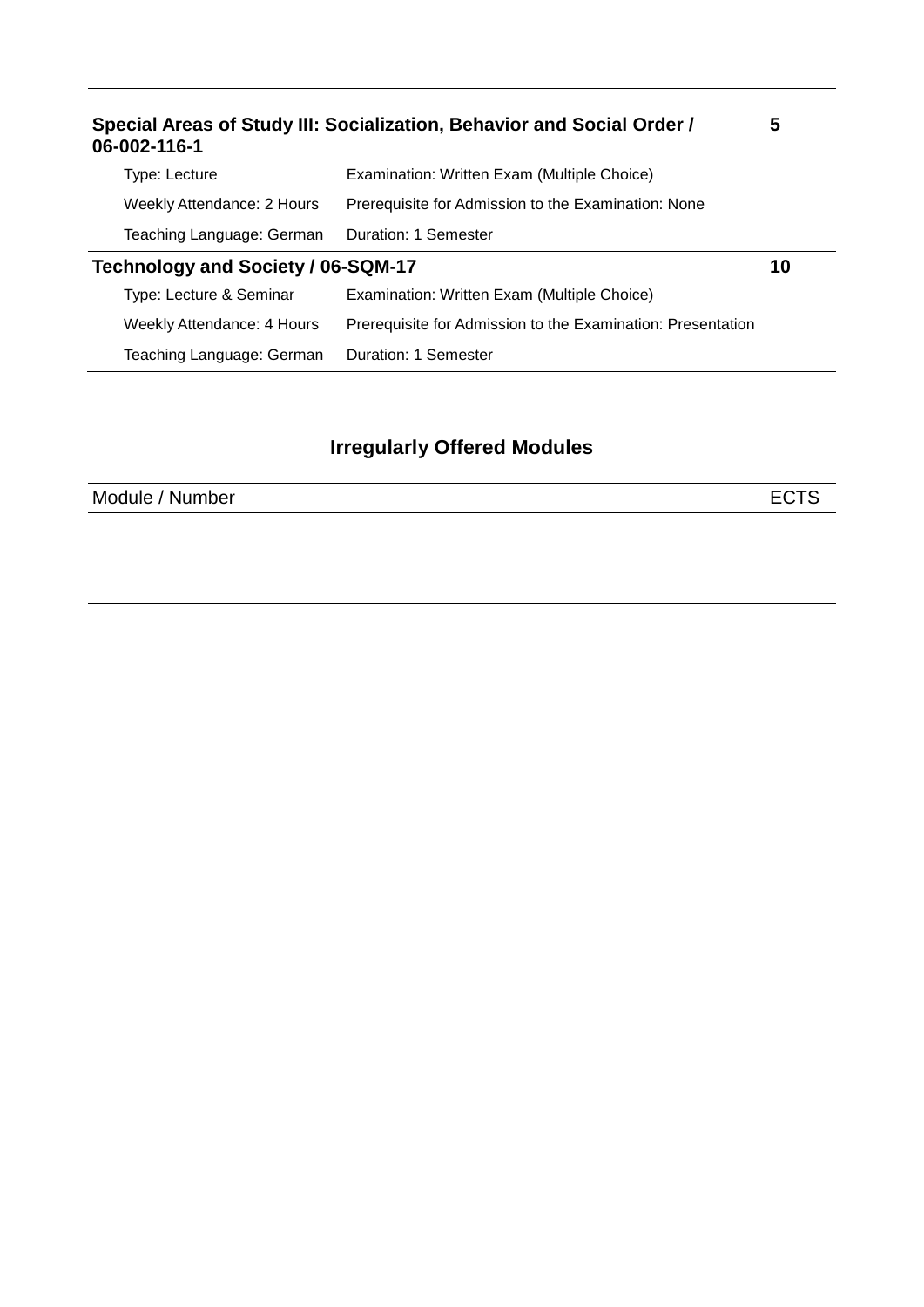| Special Areas of Study III: Socialization, Behavior and Social Order / 06-002-116-1 | | 5 |
| --- | --- | --- |
| Type: Lecture | Examination: Written Exam (Multiple Choice) | |
| Weekly Attendance: 2 Hours | Prerequisite for Admission to the Examination: None | |
| Teaching Language: German | Duration: 1 Semester | |

| Technology and Society / 06-SQM-17 | | 10 |
| --- | --- | --- |
| Type: Lecture & Seminar | Examination: Written Exam (Multiple Choice) | |
| Weekly Attendance: 4 Hours | Prerequisite for Admission to the Examination: Presentation | |
| Teaching Language: German | Duration: 1 Semester | |

## Irregularly Offered Modules

| Module / Number | ECTS |
| --- | --- |
| | |
| | |